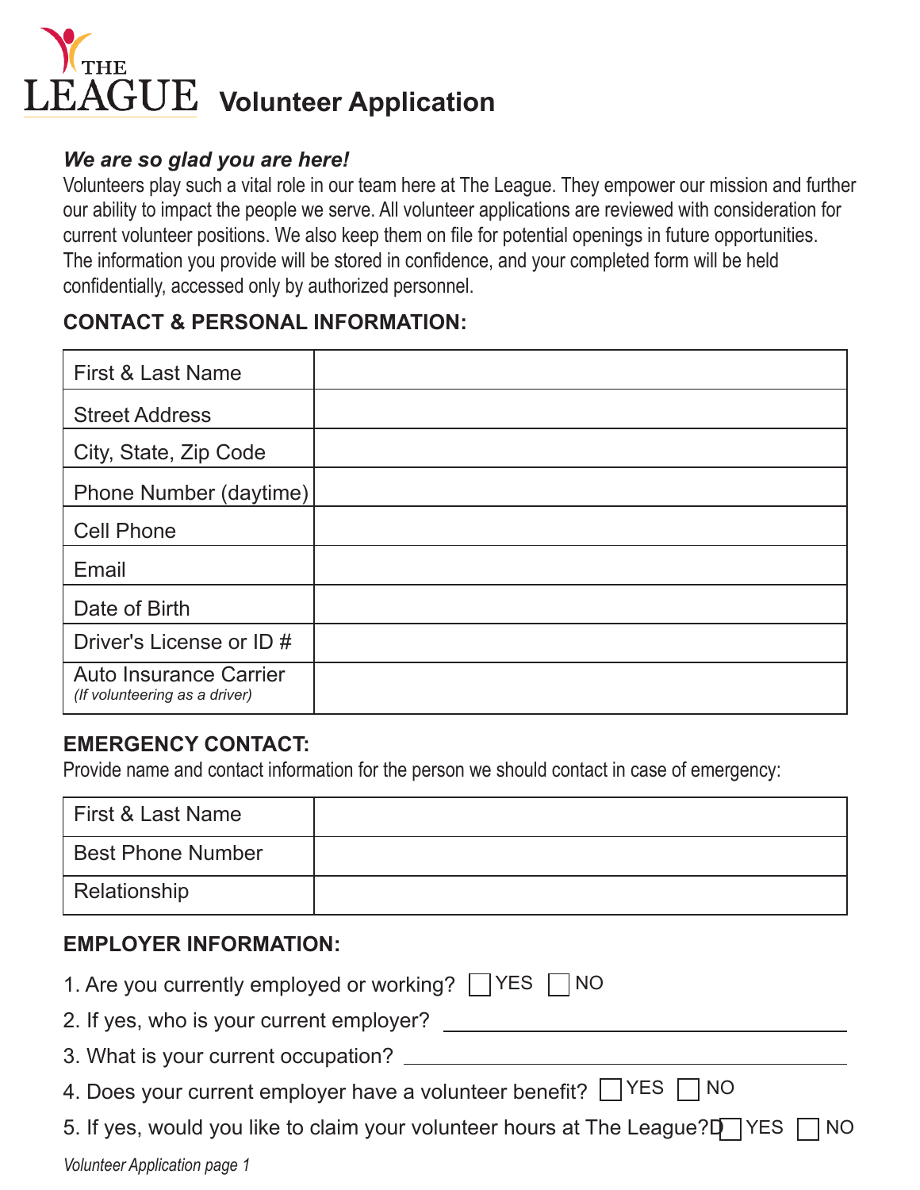# THE LEAGUE Volunteer Application

***We are so glad you are here!***

Volunteers play such a vital role in our team here at The League. They empower our mission and further our ability to impact the people we serve. All volunteer applications are reviewed with consideration for current volunteer positions. We also keep them on file for potential openings in future opportunities. The information you provide will be stored in confidence, and your completed form will be held confidentially, accessed only by authorized personnel.

## CONTACT & PERSONAL INFORMATION:

| | |
|---|---|
| First & Last Name | |
| Street Address | |
| City, State, Zip Code | |
| Phone Number (daytime) | |
| Cell Phone | |
| Email | |
| Date of Birth | |
| Driver's License or ID # | |
| Auto Insurance Carrier *(If volunteering as a driver)* | |

## EMERGENCY CONTACT:

Provide name and contact information for the person we should contact in case of emergency:

| | |
|---|---|
| First & Last Name | |
| Best Phone Number | |
| Relationship | |

## EMPLOYER INFORMATION:

1. Are you currently employed or working? ☐ YES ☐ NO
2. If yes, who is your current employer? ______________________________
3. What is your current occupation? ______________________________
4. Does your current employer have a volunteer benefit? ☐ YES ☐ NO
5. If yes, would you like to claim your volunteer hours at The League? ☐ YES ☐ NO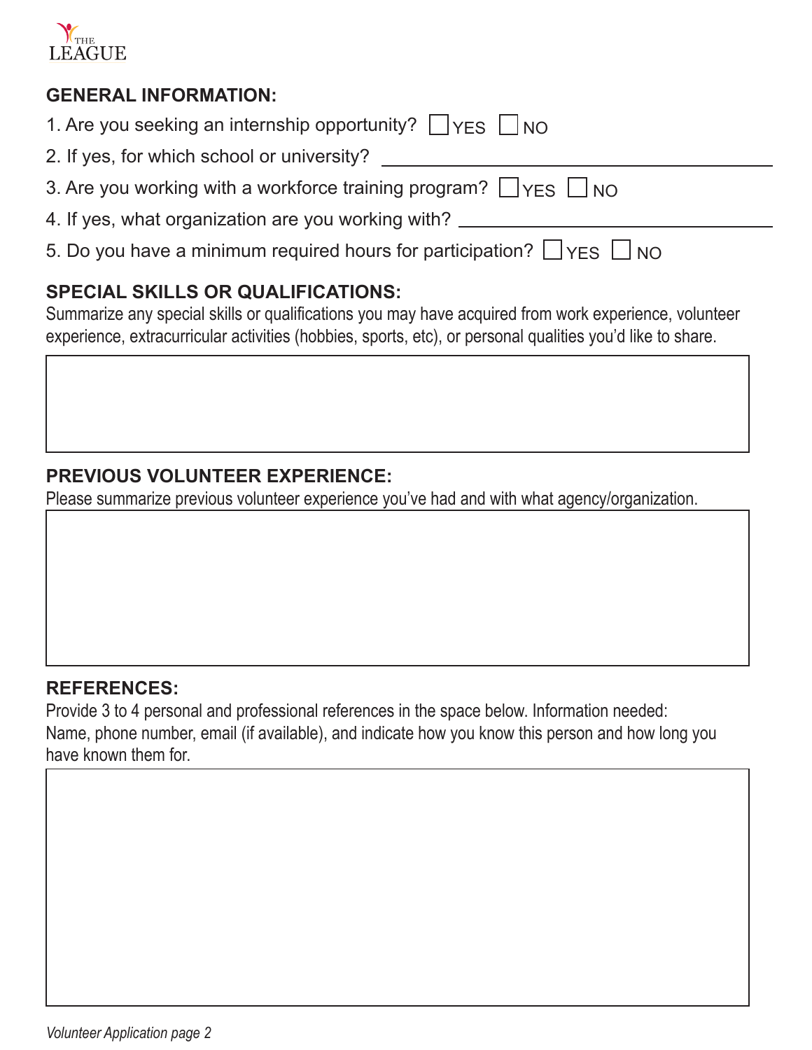## GENERAL INFORMATION:

1. Are you seeking an internship opportunity? ☐ YES ☐ NO
2. If yes, for which school or university? ______________________________
3. Are you working with a workforce training program? ☐ YES ☐ NO
4. If yes, what organization are you working with? ______________________________
5. Do you have a minimum required hours for participation? ☐ YES ☐ NO

## SPECIAL SKILLS OR QUALIFICATIONS:

Summarize any special skills or qualifications you may have acquired from work experience, volunteer experience, extracurricular activities (hobbies, sports, etc), or personal qualities you'd like to share.

## PREVIOUS VOLUNTEER EXPERIENCE:

Please summarize previous volunteer experience you've had and with what agency/organization.

## REFERENCES:

Provide 3 to 4 personal and professional references in the space below. Information needed: Name, phone number, email (if available), and indicate how you know this person and how long you have known them for.

*Volunteer Application page 2*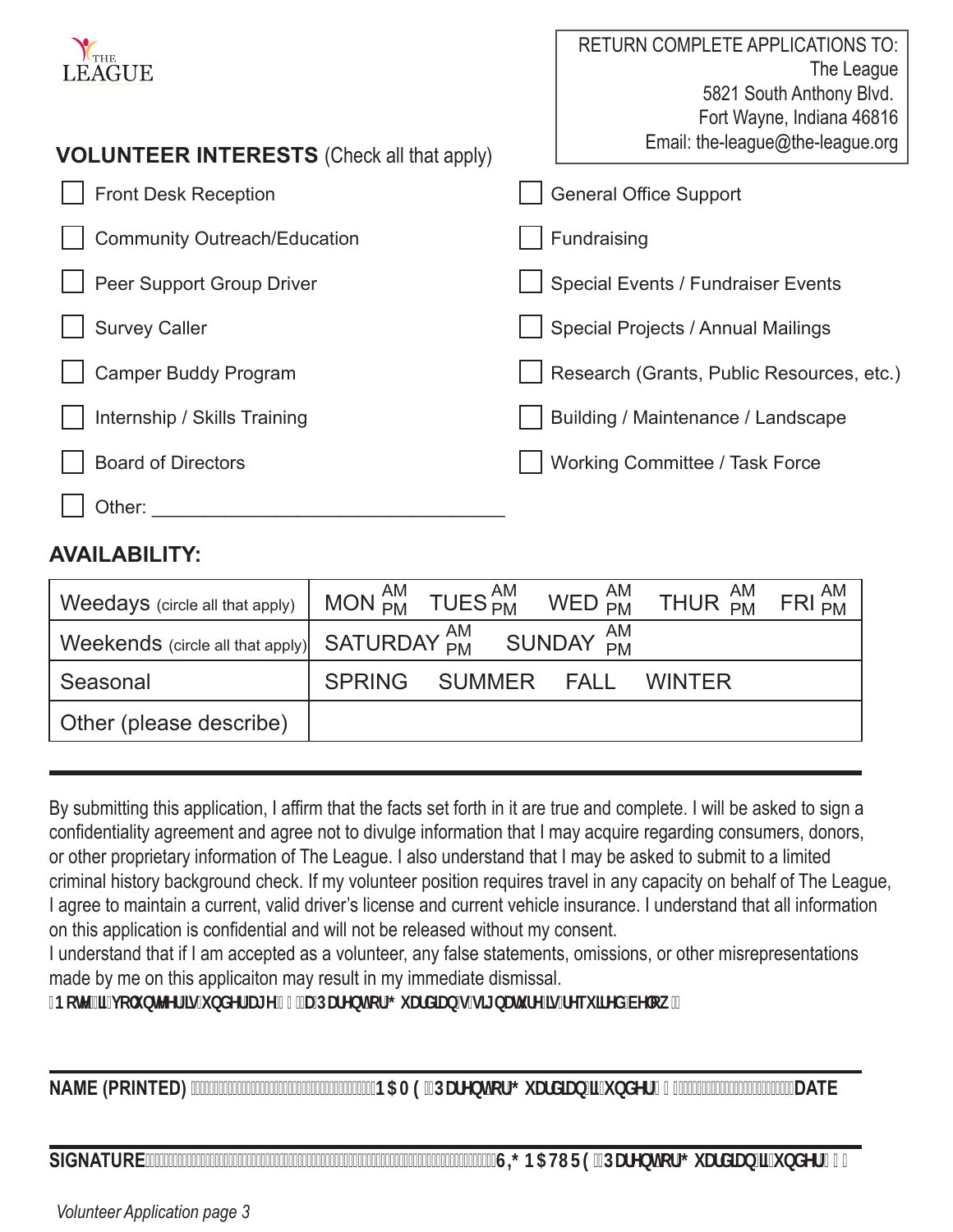![THE LEAGUE]

| RETURN COMPLETE APPLICATIONS TO: |
| --- |
| The League |
| 5821 South Anthony Blvd. |
| Fort Wayne, Indiana 46816 |
| Email: the-league@the-league.org |

## VOLUNTEER INTERESTS (Check all that apply)

- ☐ Front Desk Reception
- ☐ Community Outreach/Education
- ☐ Peer Support Group Driver
- ☐ Survey Caller
- ☐ Camper Buddy Program
- ☐ Internship / Skills Training
- ☐ Board of Directors
- ☐ Other: ______________________________
- ☐ General Office Support
- ☐ Fundraising
- ☐ Special Events / Fundraiser Events
- ☐ Special Projects / Annual Mailings
- ☐ Research (Grants, Public Resources, etc.)
- ☐ Building / Maintenance / Landscape
- ☐ Working Committee / Task Force

## AVAILABILITY:

| | |
| --- | --- |
| Weedays (circle all that apply) | MON AM PM &nbsp; TUES AM PM &nbsp; WED AM PM &nbsp; THUR AM PM &nbsp; FRI AM PM |
| Weekends (circle all that apply) | SATURDAY AM PM &nbsp; SUNDAY AM PM |
| Seasonal | SPRING &nbsp; SUMMER &nbsp; FALL &nbsp; WINTER |
| Other (please describe) | |

---

By submitting this application, I affirm that the facts set forth in it are true and complete. I will be asked to sign a confidentiality agreement and agree not to divulge information that I may acquire regarding consumers, donors, or other proprietary information of The League. I also understand that I may be asked to submit to a limited criminal history background check. If my volunteer position requires travel in any capacity on behalf of The League, I agree to maintain a current, valid driver's license and current vehicle insurance. I understand that all information on this application is confidential and will not be released without my consent.

I understand that if I am accepted as a volunteer, any false statements, omissions, or other misrepresentations made by me on this applicaiton may result in my immediate dismissal.

**(Note: if volunteer is underage, a Parent or Guardian's signature is required below.)**

---

**NAME (PRINTED)** ______________________ **NAME (Parent or Guardian if under 18)** ______________________ **DATE**

---

**SIGNATURE** ______________________________________ **SIGNATURE (Parent or Guardian if under 18)**

*Volunteer Application page 3*